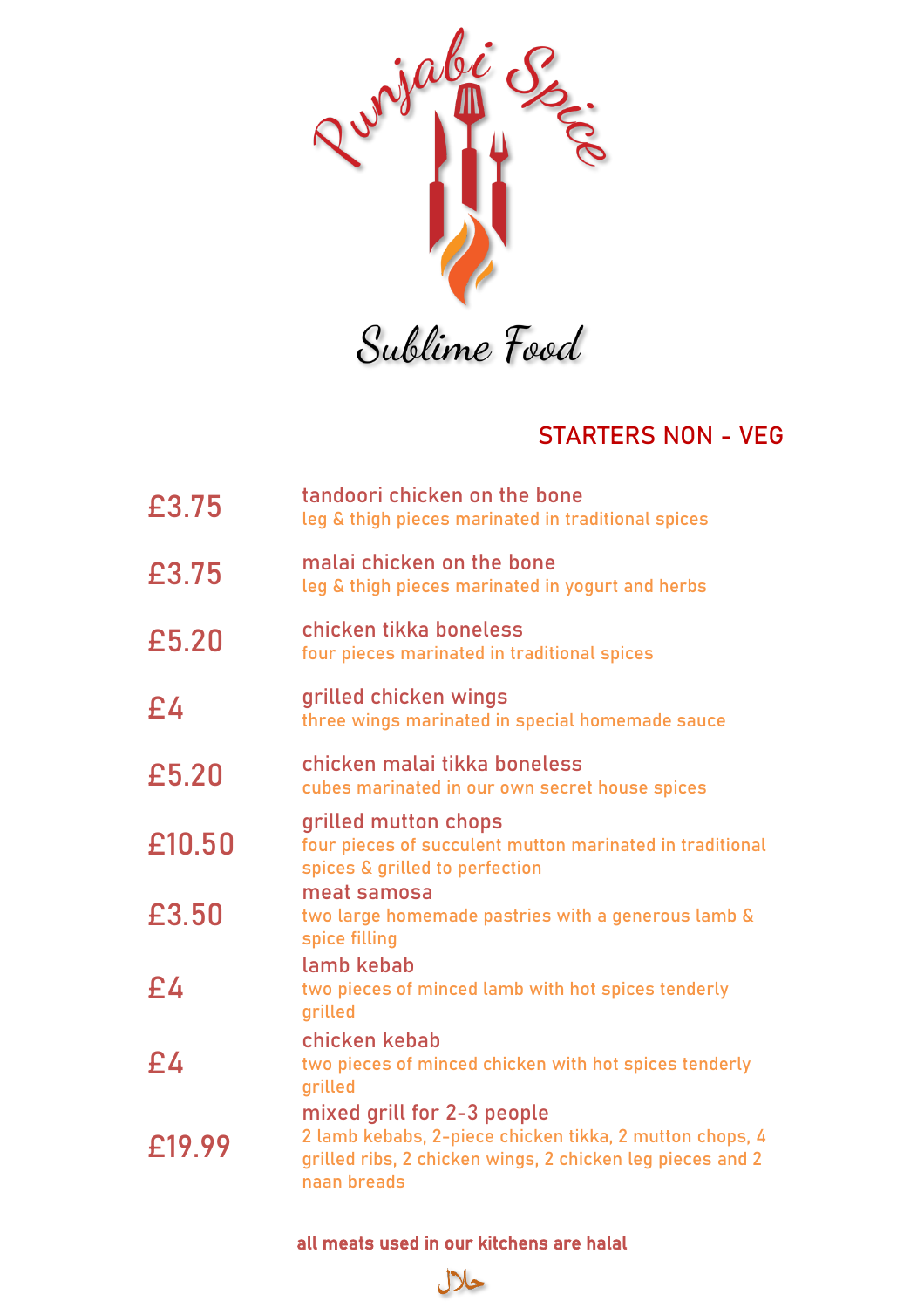# Punjabi Spice

Sublime Food

## STARTERS NON - VEG

| Price | Item |
| --- | --- |
| £3.75 | tandoori chicken on the bone<br>leg & thigh pieces marinated in traditional spices |
| £3.75 | malai chicken on the bone<br>leg & thigh pieces marinated in yogurt and herbs |
| £5.20 | chicken tikka boneless<br>four pieces marinated in traditional spices |
| £4 | grilled chicken wings<br>three wings marinated in special homemade sauce |
| £5.20 | chicken malai tikka boneless<br>cubes marinated in our own secret house spices |
| £10.50 | grilled mutton chops<br>four pieces of succulent mutton marinated in traditional spices & grilled to perfection |
| £3.50 | meat samosa<br>two large homemade pastries with a generous lamb & spice filling |
| £4 | lamb kebab<br>two pieces of minced lamb with hot spices tenderly grilled |
| £4 | chicken kebab<br>two pieces of minced chicken with hot spices tenderly grilled |
| £19.99 | mixed grill for 2-3 people<br>2 lamb kebabs, 2-piece chicken tikka, 2 mutton chops, 4 grilled ribs, 2 chicken wings, 2 chicken leg pieces and 2 naan breads |

**all meats used in our kitchens are halal**

حلال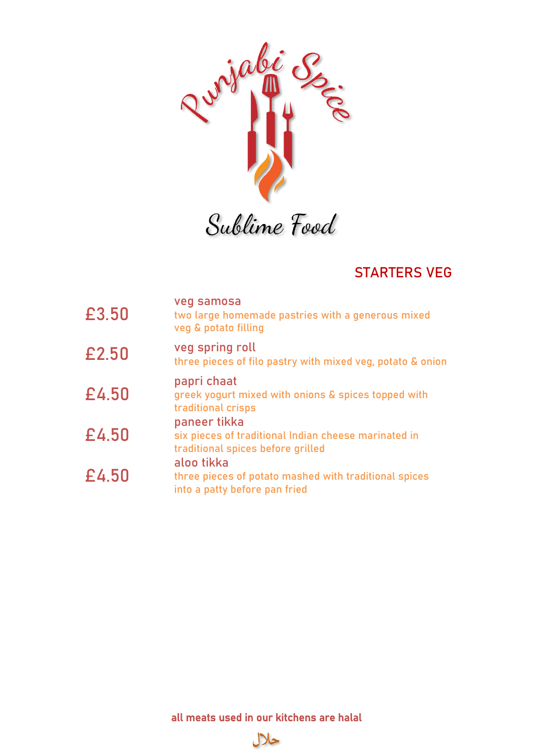Punjabi Spice

Sublime Food

## STARTERS VEG

| | |
|---|---|
| £3.50 | **veg samosa**<br>two large homemade pastries with a generous mixed veg & potato filling |
| £2.50 | **veg spring roll**<br>three pieces of filo pastry with mixed veg, potato & onion |
| £4.50 | **papri chaat**<br>greek yogurt mixed with onions & spices topped with traditional crisps |
| £4.50 | **paneer tikka**<br>six pieces of traditional Indian cheese marinated in traditional spices before grilled |
| £4.50 | **aloo tikka**<br>three pieces of potato mashed with traditional spices into a patty before pan fried |

**all meats used in our kitchens are halal**

حلال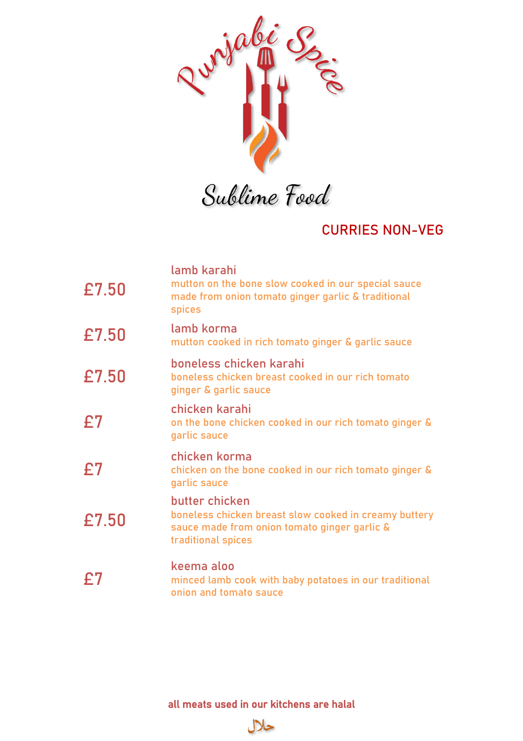Punjabi Spice

Sublime Food

## CURRIES NON-VEG

| Price | Item |
|---|---|
| £7.50 | **lamb karahi**<br>mutton on the bone slow cooked in our special sauce made from onion tomato ginger garlic & traditional spices |
| £7.50 | **lamb korma**<br>mutton cooked in rich tomato ginger & garlic sauce |
| £7.50 | **boneless chicken karahi**<br>boneless chicken breast cooked in our rich tomato ginger & garlic sauce |
| £7 | **chicken karahi**<br>on the bone chicken cooked in our rich tomato ginger & garlic sauce |
| £7 | **chicken korma**<br>chicken on the bone cooked in our rich tomato ginger & garlic sauce |
| £7.50 | **butter chicken**<br>boneless chicken breast slow cooked in creamy buttery sauce made from onion tomato ginger garlic & traditional spices |
| £7 | **keema aloo**<br>minced lamb cook with baby potatoes in our traditional onion and tomato sauce |

**all meats used in our kitchens are halal**

حلال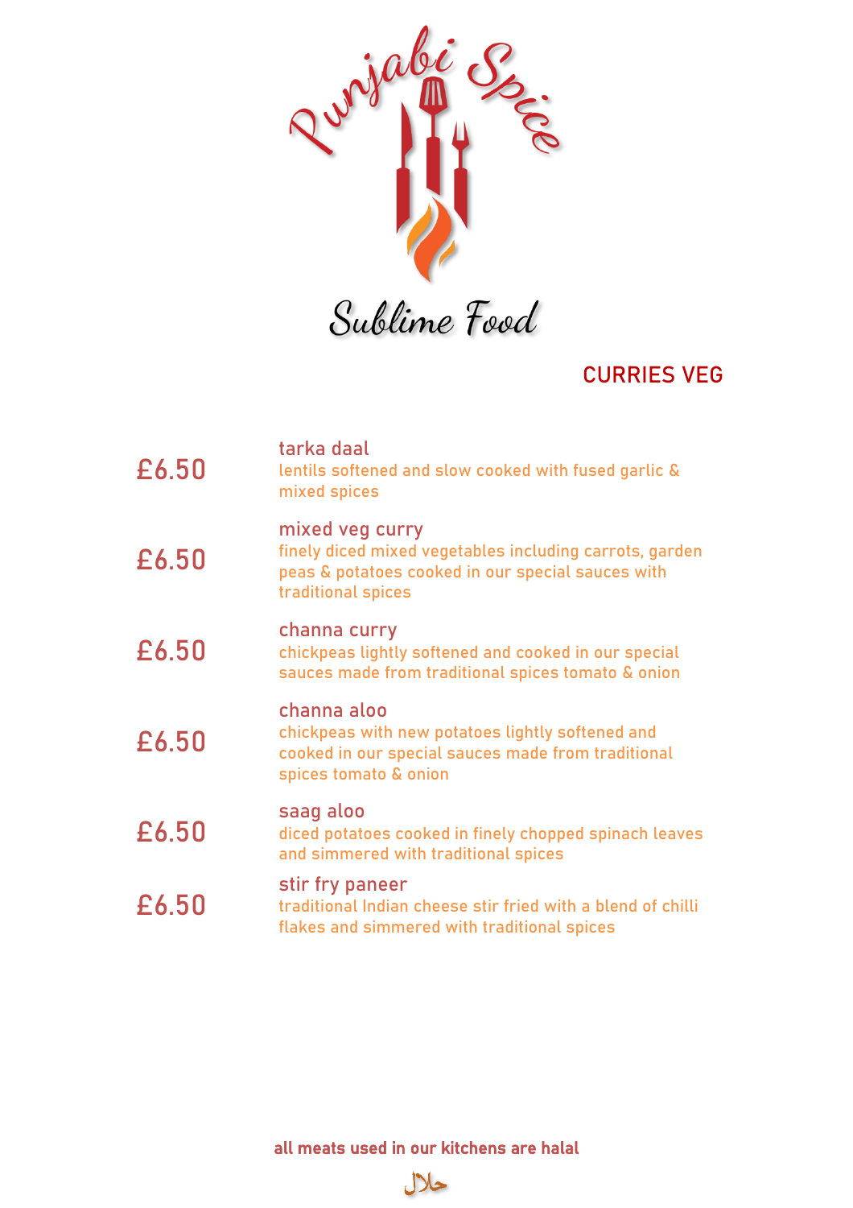# Punjabi Spice

Sublime Food

## CURRIES VEG

£6.50 **tarka daal**
lentils softened and slow cooked with fused garlic & mixed spices

£6.50 **mixed veg curry**
finely diced mixed vegetables including carrots, garden peas & potatoes cooked in our special sauces with traditional spices

£6.50 **channa curry**
chickpeas lightly softened and cooked in our special sauces made from traditional spices tomato & onion

£6.50 **channa aloo**
chickpeas with new potatoes lightly softened and cooked in our special sauces made from traditional spices tomato & onion

£6.50 **saag aloo**
diced potatoes cooked in finely chopped spinach leaves and simmered with traditional spices

£6.50 **stir fry paneer**
traditional Indian cheese stir fried with a blend of chilli flakes and simmered with traditional spices

**all meats used in our kitchens are halal**

حلال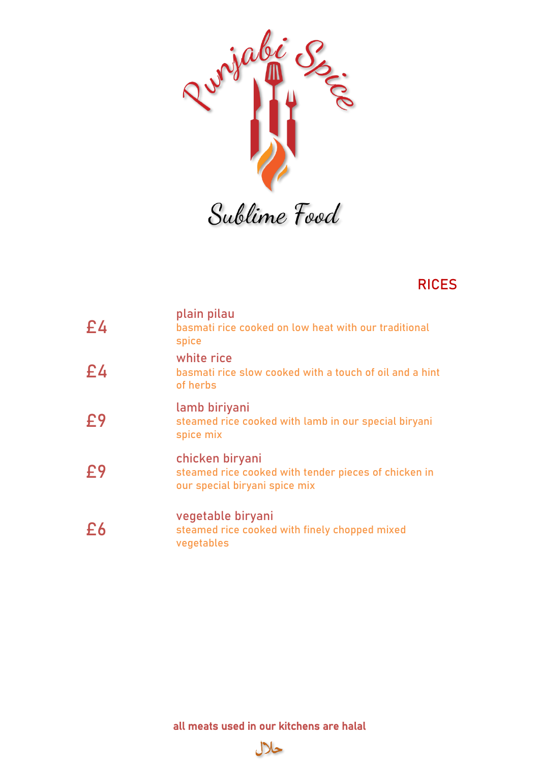Punjabi Spice

Sublime Food

## RICES

| | |
|---|---|
| £4 | **plain pilau**<br>basmati rice cooked on low heat with our traditional spice |
| £4 | **white rice**<br>basmati rice slow cooked with a touch of oil and a hint of herbs |
| £9 | **lamb biriyani**<br>steamed rice cooked with lamb in our special biryani spice mix |
| £9 | **chicken biryani**<br>steamed rice cooked with tender pieces of chicken in our special biryani spice mix |
| £6 | **vegetable biryani**<br>steamed rice cooked with finely chopped mixed vegetables |

**all meats used in our kitchens are halal**

حلال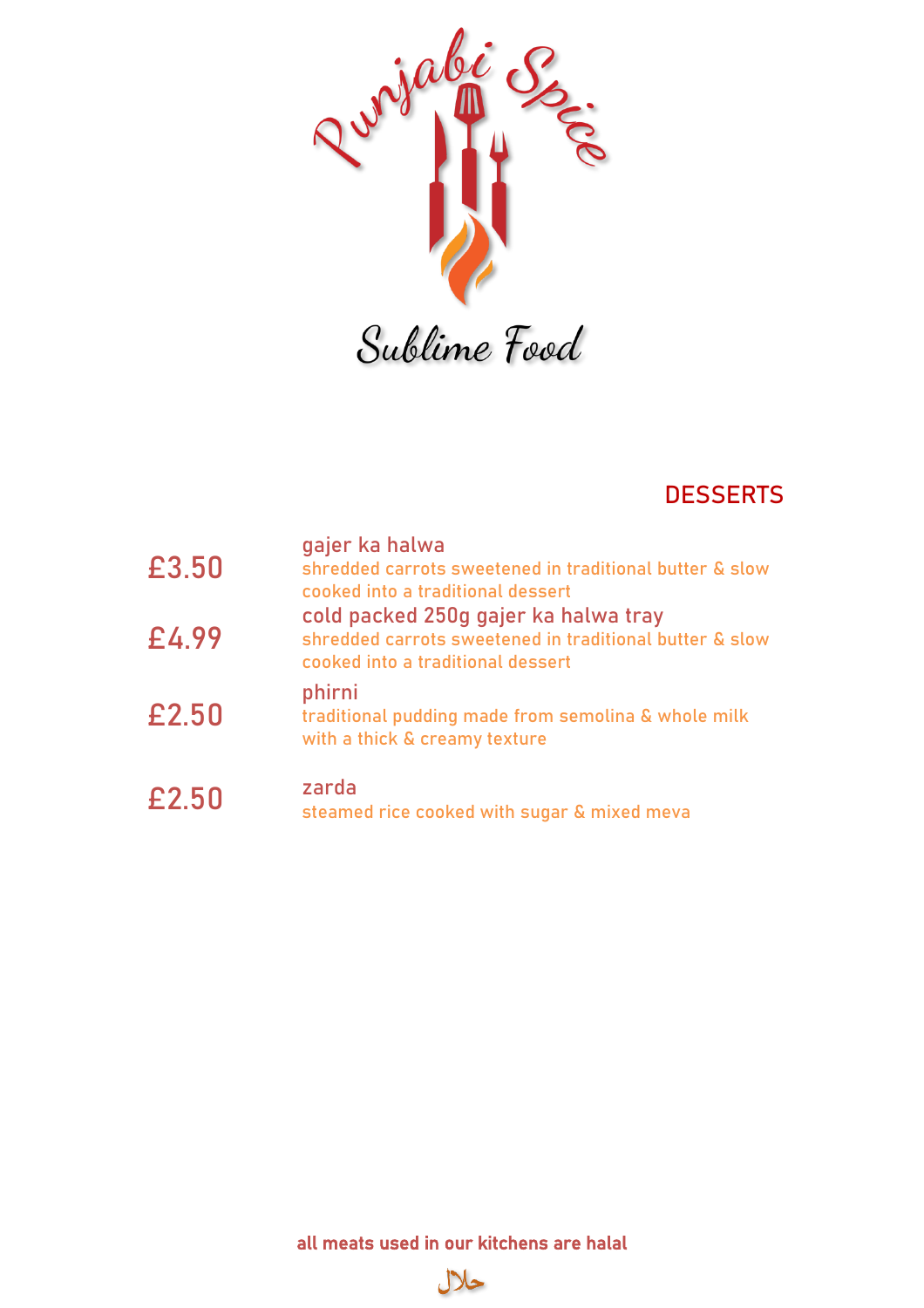Punjabi Spice

Sublime Food

## DESSERTS

| | |
|---|---|
| £3.50 | **gajer ka halwa**<br>shredded carrots sweetened in traditional butter & slow cooked into a traditional dessert |
| £4.99 | **cold packed 250g gajer ka halwa tray**<br>shredded carrots sweetened in traditional butter & slow cooked into a traditional dessert |
| £2.50 | **phirni**<br>traditional pudding made from semolina & whole milk with a thick & creamy texture |
| £2.50 | **zarda**<br>steamed rice cooked with sugar & mixed meva |

**all meats used in our kitchens are halal**

حلال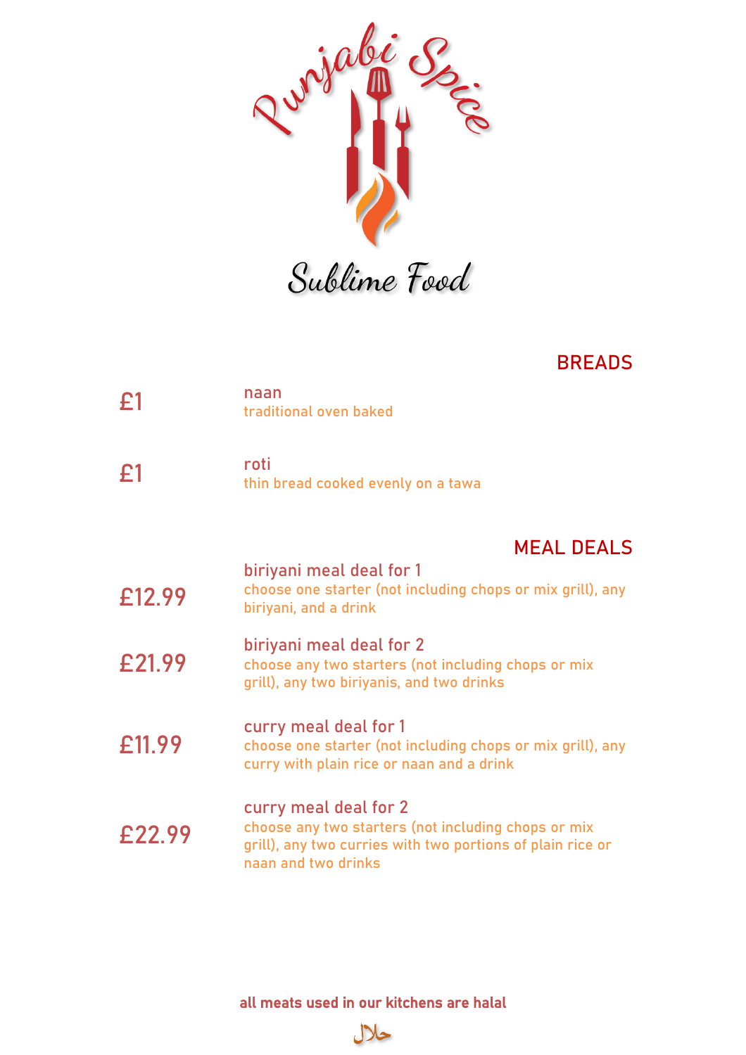# Punjabi Spice

Sublime Food

## BREADS

£1 **naan**
traditional oven baked

£1 **roti**
thin bread cooked evenly on a tawa

## MEAL DEALS

£12.99 **biriyani meal deal for 1**
choose one starter (not including chops or mix grill), any biriyani, and a drink

£21.99 **biriyani meal deal for 2**
choose any two starters (not including chops or mix grill), any two biriyanis, and two drinks

£11.99 **curry meal deal for 1**
choose one starter (not including chops or mix grill), any curry with plain rice or naan and a drink

£22.99 **curry meal deal for 2**
choose any two starters (not including chops or mix grill), any two curries with two portions of plain rice or naan and two drinks

**all meats used in our kitchens are halal**

حلال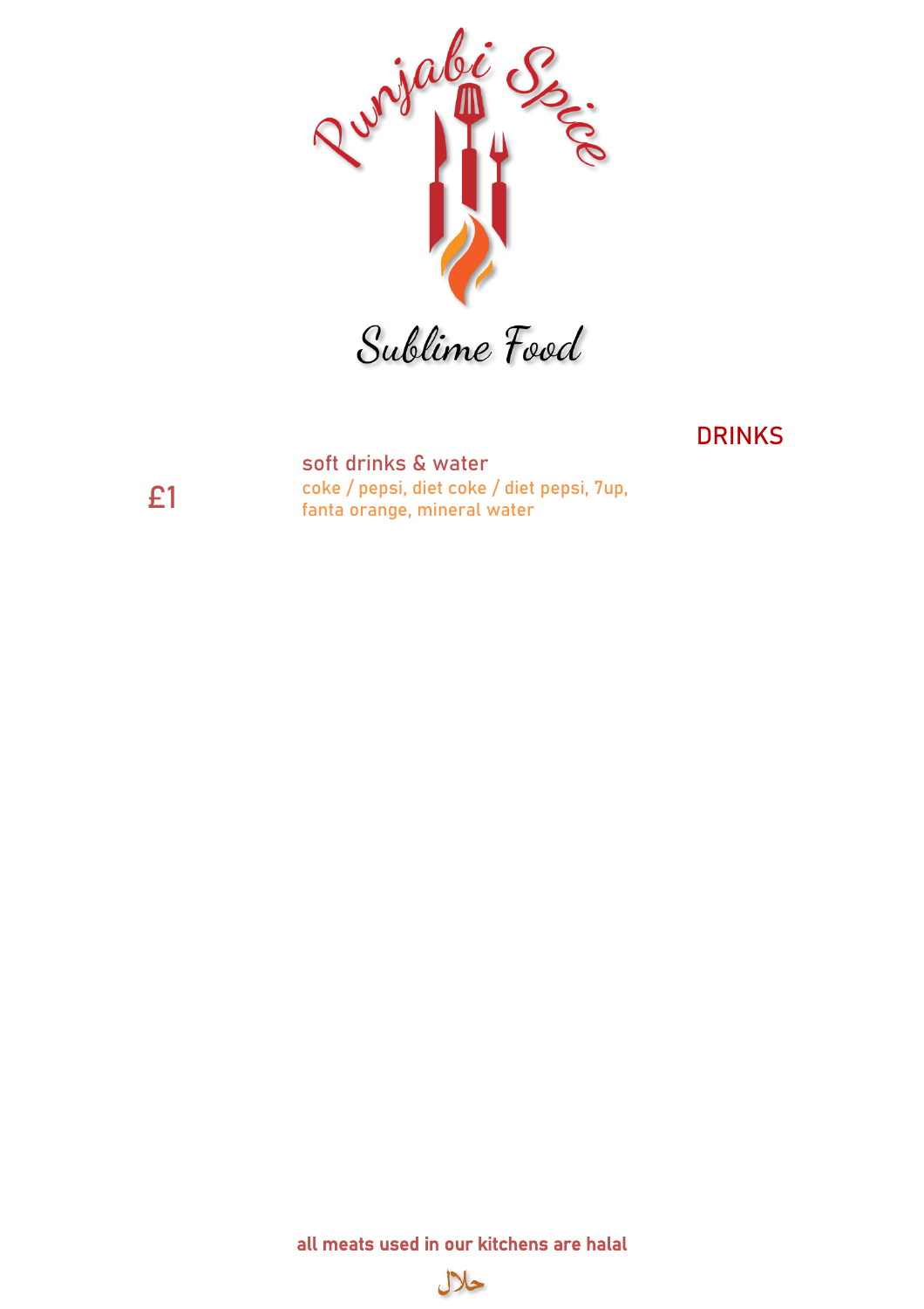Punjabi Spice

Sublime Food

## DRINKS

**soft drinks & water** — £1

coke / pepsi, diet coke / diet pepsi, 7up, fanta orange, mineral water

**all meats used in our kitchens are halal**

حلال